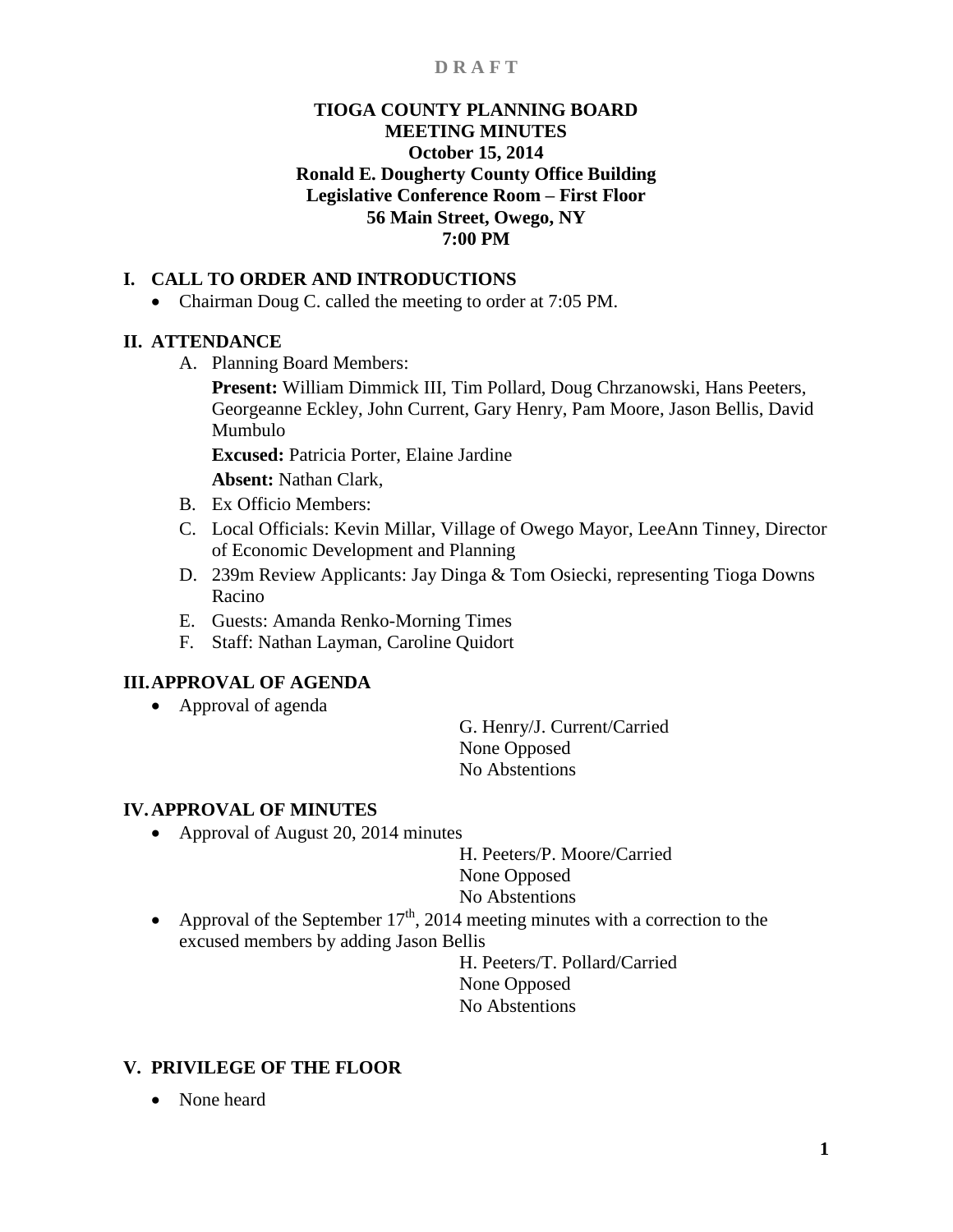**D R A F T**

# TIOGA COUNTY PLANNING BOARD
# MEETING MINUTES
**October 15, 2014**
**Ronald E. Dougherty County Office Building**
**Legislative Conference Room – First Floor**
**56 Main Street, Owego, NY**
**7:00 PM**

## I. CALL TO ORDER AND INTRODUCTIONS

- Chairman Doug C. called the meeting to order at 7:05 PM.

## II. ATTENDANCE

A. Planning Board Members:

**Present:** William Dimmick III, Tim Pollard, Doug Chrzanowski, Hans Peeters, Georgeanne Eckley, John Current, Gary Henry, Pam Moore, Jason Bellis, David Mumbulo

**Excused:** Patricia Porter, Elaine Jardine

**Absent:** Nathan Clark,

B. Ex Officio Members:

C. Local Officials: Kevin Millar, Village of Owego Mayor, LeeAnn Tinney, Director of Economic Development and Planning

D. 239m Review Applicants: Jay Dinga & Tom Osiecki, representing Tioga Downs Racino

E. Guests: Amanda Renko-Morning Times

F. Staff: Nathan Layman, Caroline Quidort

## III. APPROVAL OF AGENDA

- Approval of agenda

  G. Henry/J. Current/Carried
  None Opposed
  No Abstentions

## IV. APPROVAL OF MINUTES

- Approval of August 20, 2014 minutes

  H. Peeters/P. Moore/Carried
  None Opposed
  No Abstentions

- Approval of the September 17th, 2014 meeting minutes with a correction to the excused members by adding Jason Bellis

  H. Peeters/T. Pollard/Carried
  None Opposed
  No Abstentions

## V. PRIVILEGE OF THE FLOOR

- None heard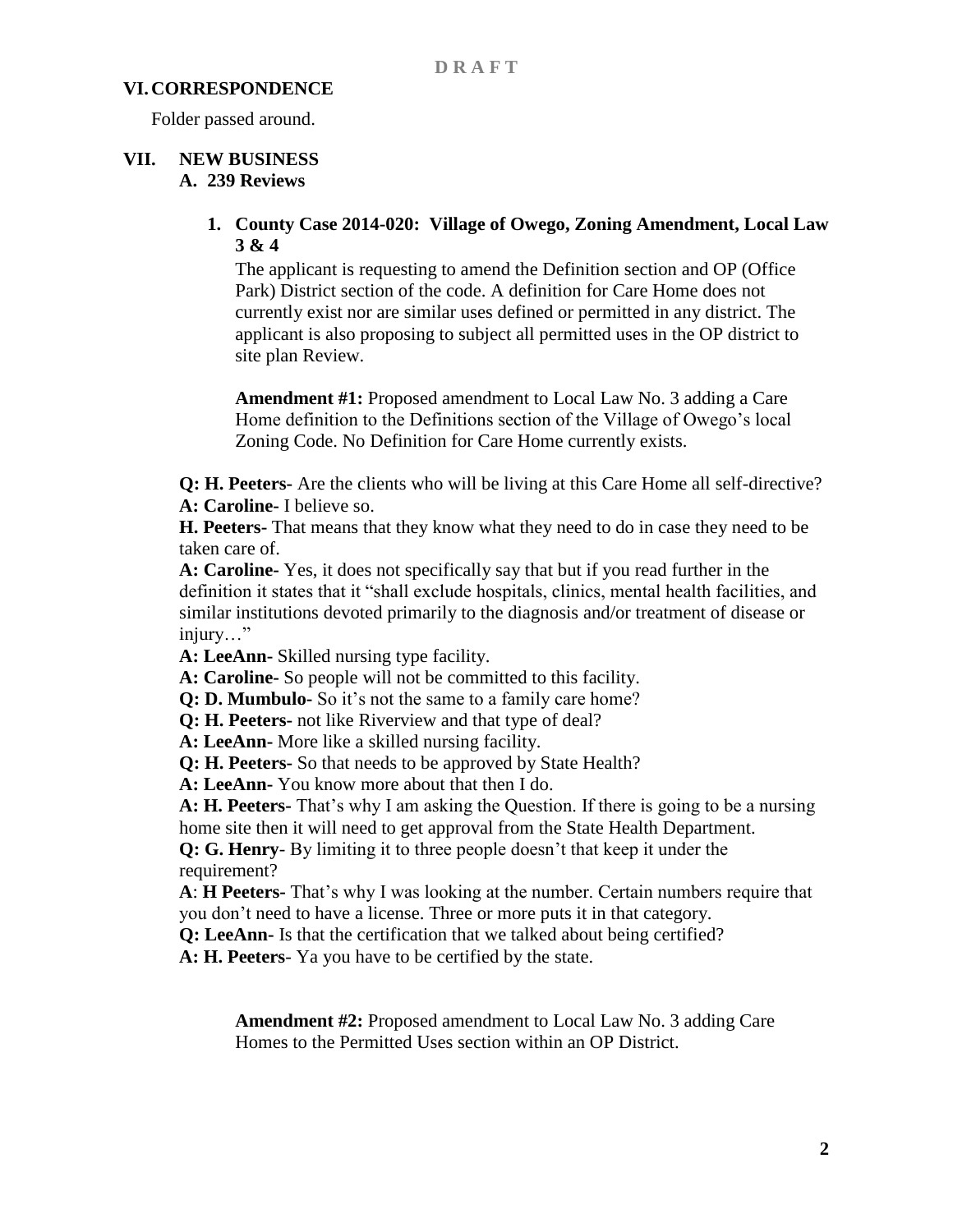D R A F T

## VI. CORRESPONDENCE

Folder passed around.

## VII. NEW BUSINESS

### A. 239 Reviews

#### 1. County Case 2014-020: Village of Owego, Zoning Amendment, Local Law 3 & 4

The applicant is requesting to amend the Definition section and OP (Office Park) District section of the code. A definition for Care Home does not currently exist nor are similar uses defined or permitted in any district. The applicant is also proposing to subject all permitted uses in the OP district to site plan Review.

**Amendment #1:** Proposed amendment to Local Law No. 3 adding a Care Home definition to the Definitions section of the Village of Owego's local Zoning Code. No Definition for Care Home currently exists.

**Q: H. Peeters-** Are the clients who will be living at this Care Home all self-directive?
**A: Caroline-** I believe so.
**H. Peeters-** That means that they know what they need to do in case they need to be taken care of.
**A: Caroline-** Yes, it does not specifically say that but if you read further in the definition it states that it "shall exclude hospitals, clinics, mental health facilities, and similar institutions devoted primarily to the diagnosis and/or treatment of disease or injury…"
**A: LeeAnn-** Skilled nursing type facility.
**A: Caroline-** So people will not be committed to this facility.
**Q: D. Mumbulo-** So it's not the same to a family care home?
**Q: H. Peeters-** not like Riverview and that type of deal?
**A: LeeAnn-** More like a skilled nursing facility.
**Q: H. Peeters-** So that needs to be approved by State Health?
**A: LeeAnn-** You know more about that then I do.
**A: H. Peeters-** That's why I am asking the Question. If there is going to be a nursing home site then it will need to get approval from the State Health Department.
**Q: G. Henry**- By limiting it to three people doesn't that keep it under the requirement?
**A**: **H Peeters-** That's why I was looking at the number. Certain numbers require that you don't need to have a license. Three or more puts it in that category.
**Q: LeeAnn-** Is that the certification that we talked about being certified?
**A: H. Peeters**- Ya you have to be certified by the state.

**Amendment #2:** Proposed amendment to Local Law No. 3 adding Care Homes to the Permitted Uses section within an OP District.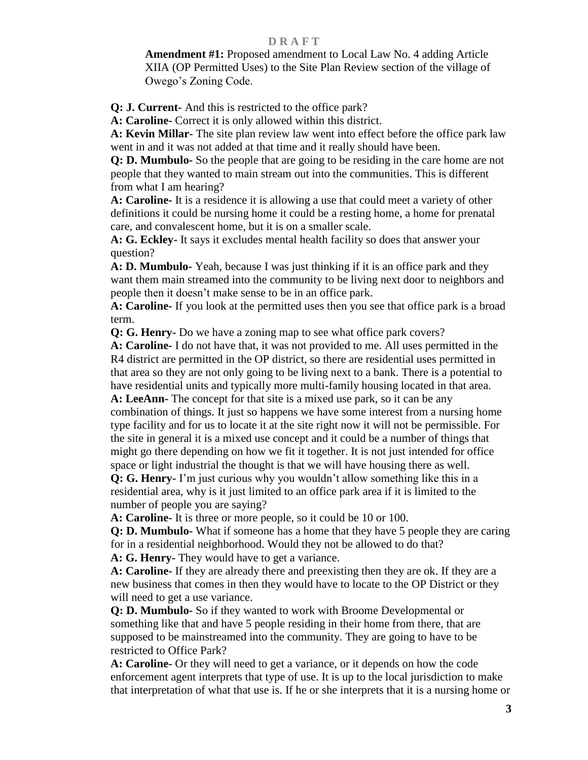D R A F T

**Amendment #1:** Proposed amendment to Local Law No. 4 adding Article XIIA (OP Permitted Uses) to the Site Plan Review section of the village of Owego's Zoning Code.

**Q: J. Current-** And this is restricted to the office park?

**A: Caroline-** Correct it is only allowed within this district.

**A: Kevin Millar-** The site plan review law went into effect before the office park law went in and it was not added at that time and it really should have been.

**Q: D. Mumbulo-** So the people that are going to be residing in the care home are not people that they wanted to main stream out into the communities. This is different from what I am hearing?

**A: Caroline-** It is a residence it is allowing a use that could meet a variety of other definitions it could be nursing home it could be a resting home, a home for prenatal care, and convalescent home, but it is on a smaller scale.

**A: G. Eckley-** It says it excludes mental health facility so does that answer your question?

**A: D. Mumbulo-** Yeah, because I was just thinking if it is an office park and they want them main streamed into the community to be living next door to neighbors and people then it doesn't make sense to be in an office park.

**A: Caroline-** If you look at the permitted uses then you see that office park is a broad term.

**Q: G. Henry-** Do we have a zoning map to see what office park covers?

**A: Caroline-** I do not have that, it was not provided to me. All uses permitted in the R4 district are permitted in the OP district, so there are residential uses permitted in that area so they are not only going to be living next to a bank. There is a potential to have residential units and typically more multi-family housing located in that area.

**A: LeeAnn-** The concept for that site is a mixed use park, so it can be any combination of things. It just so happens we have some interest from a nursing home type facility and for us to locate it at the site right now it will not be permissible. For the site in general it is a mixed use concept and it could be a number of things that might go there depending on how we fit it together. It is not just intended for office space or light industrial the thought is that we will have housing there as well.

**Q: G. Henry-** I'm just curious why you wouldn't allow something like this in a residential area, why is it just limited to an office park area if it is limited to the number of people you are saying?

**A: Caroline-** It is three or more people, so it could be 10 or 100.

**Q: D. Mumbulo-** What if someone has a home that they have 5 people they are caring for in a residential neighborhood. Would they not be allowed to do that?

**A: G. Henry-** They would have to get a variance.

**A: Caroline-** If they are already there and preexisting then they are ok. If they are a new business that comes in then they would have to locate to the OP District or they will need to get a use variance.

**Q: D. Mumbulo-** So if they wanted to work with Broome Developmental or something like that and have 5 people residing in their home from there, that are supposed to be mainstreamed into the community. They are going to have to be restricted to Office Park?

**A: Caroline-** Or they will need to get a variance, or it depends on how the code enforcement agent interprets that type of use. It is up to the local jurisdiction to make that interpretation of what that use is. If he or she interprets that it is a nursing home or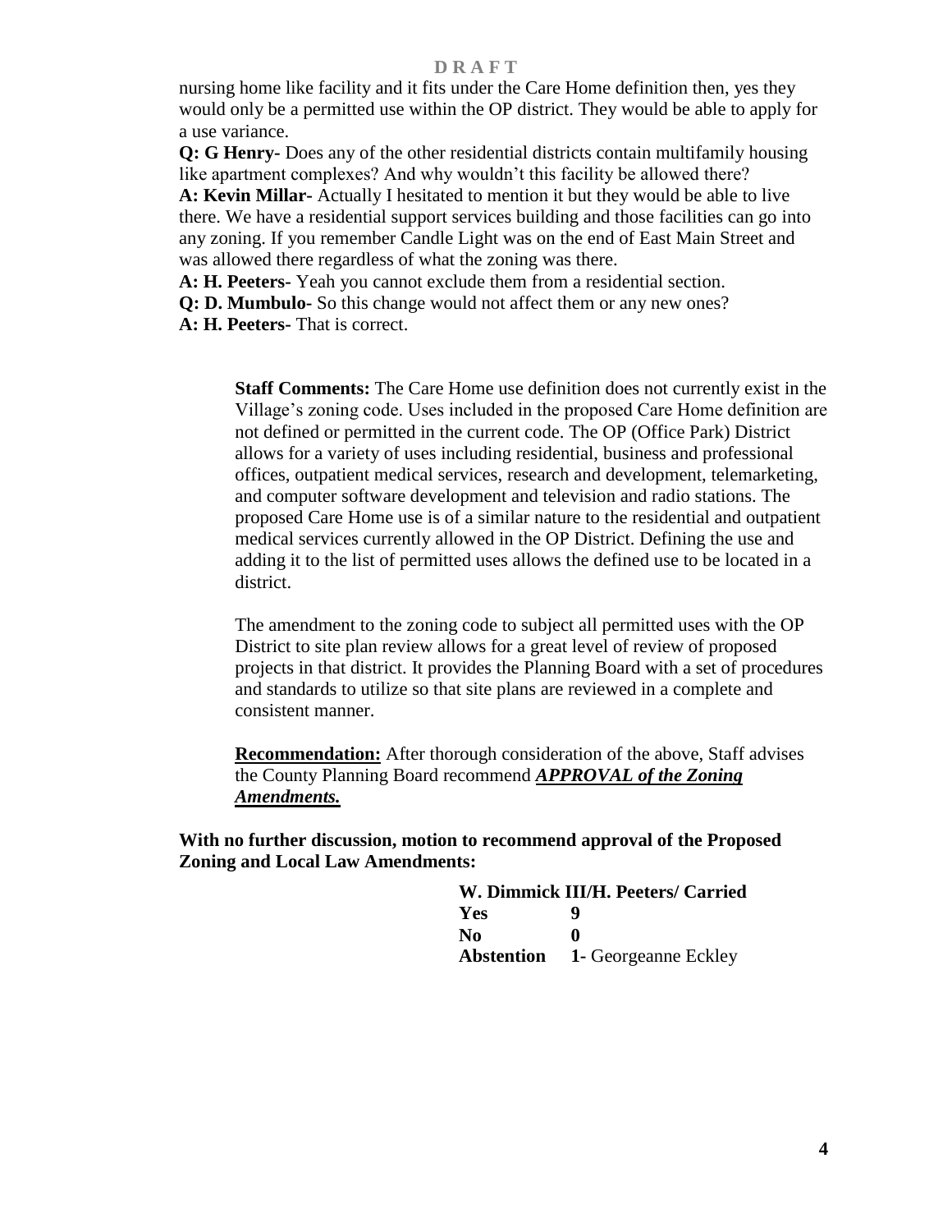nursing home like facility and it fits under the Care Home definition then, yes they would only be a permitted use within the OP district. They would be able to apply for a use variance.

**Q: G Henry-** Does any of the other residential districts contain multifamily housing like apartment complexes? And why wouldn't this facility be allowed there?

**A: Kevin Millar-** Actually I hesitated to mention it but they would be able to live there. We have a residential support services building and those facilities can go into any zoning. If you remember Candle Light was on the end of East Main Street and was allowed there regardless of what the zoning was there.

**A: H. Peeters-** Yeah you cannot exclude them from a residential section.

**Q: D. Mumbulo-** So this change would not affect them or any new ones?

**A: H. Peeters-** That is correct.

**Staff Comments:** The Care Home use definition does not currently exist in the Village's zoning code. Uses included in the proposed Care Home definition are not defined or permitted in the current code. The OP (Office Park) District allows for a variety of uses including residential, business and professional offices, outpatient medical services, research and development, telemarketing, and computer software development and television and radio stations. The proposed Care Home use is of a similar nature to the residential and outpatient medical services currently allowed in the OP District. Defining the use and adding it to the list of permitted uses allows the defined use to be located in a district.

The amendment to the zoning code to subject all permitted uses with the OP District to site plan review allows for a great level of review of proposed projects in that district. It provides the Planning Board with a set of procedures and standards to utilize so that site plans are reviewed in a complete and consistent manner.

**Recommendation:** After thorough consideration of the above, Staff advises the County Planning Board recommend ***APPROVAL of the Zoning Amendments.***

**With no further discussion, motion to recommend approval of the Proposed Zoning and Local Law Amendments:**

**W. Dimmick III/H. Peeters/ Carried**

| | |
|---|---|
| **Yes** | **9** |
| **No** | **0** |
| **Abstention** | **1-** Georgeanne Eckley |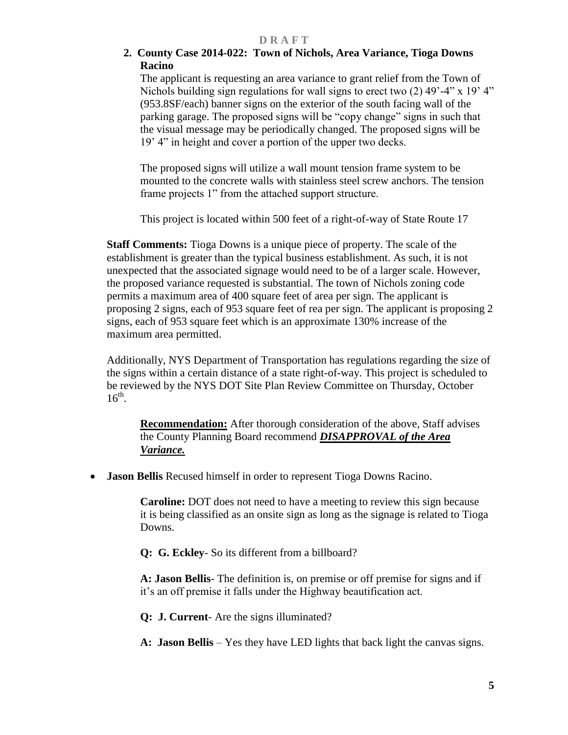**D R A F T**

**2. County Case 2014-022: Town of Nichols, Area Variance, Tioga Downs Racino**

The applicant is requesting an area variance to grant relief from the Town of Nichols building sign regulations for wall signs to erect two (2) 49'-4" x 19' 4" (953.8SF/each) banner signs on the exterior of the south facing wall of the parking garage. The proposed signs will be "copy change" signs in such that the visual message may be periodically changed. The proposed signs will be 19' 4" in height and cover a portion of the upper two decks.

The proposed signs will utilize a wall mount tension frame system to be mounted to the concrete walls with stainless steel screw anchors. The tension frame projects 1" from the attached support structure.

This project is located within 500 feet of a right-of-way of State Route 17

**Staff Comments:** Tioga Downs is a unique piece of property. The scale of the establishment is greater than the typical business establishment. As such, it is not unexpected that the associated signage would need to be of a larger scale. However, the proposed variance requested is substantial. The town of Nichols zoning code permits a maximum area of 400 square feet of area per sign. The applicant is proposing 2 signs, each of 953 square feet of rea per sign. The applicant is proposing 2 signs, each of 953 square feet which is an approximate 130% increase of the maximum area permitted.

Additionally, NYS Department of Transportation has regulations regarding the size of the signs within a certain distance of a state right-of-way. This project is scheduled to be reviewed by the NYS DOT Site Plan Review Committee on Thursday, October 16th.

**Recommendation:** After thorough consideration of the above, Staff advises the County Planning Board recommend ***DISAPPROVAL of the Area Variance.***

- **Jason Bellis** Recused himself in order to represent Tioga Downs Racino.

**Caroline:** DOT does not need to have a meeting to review this sign because it is being classified as an onsite sign as long as the signage is related to Tioga Downs.

**Q: G. Eckley**- So its different from a billboard?

**A: Jason Bellis**- The definition is, on premise or off premise for signs and if it's an off premise it falls under the Highway beautification act.

**Q: J. Current**- Are the signs illuminated?

**A: Jason Bellis** – Yes they have LED lights that back light the canvas signs.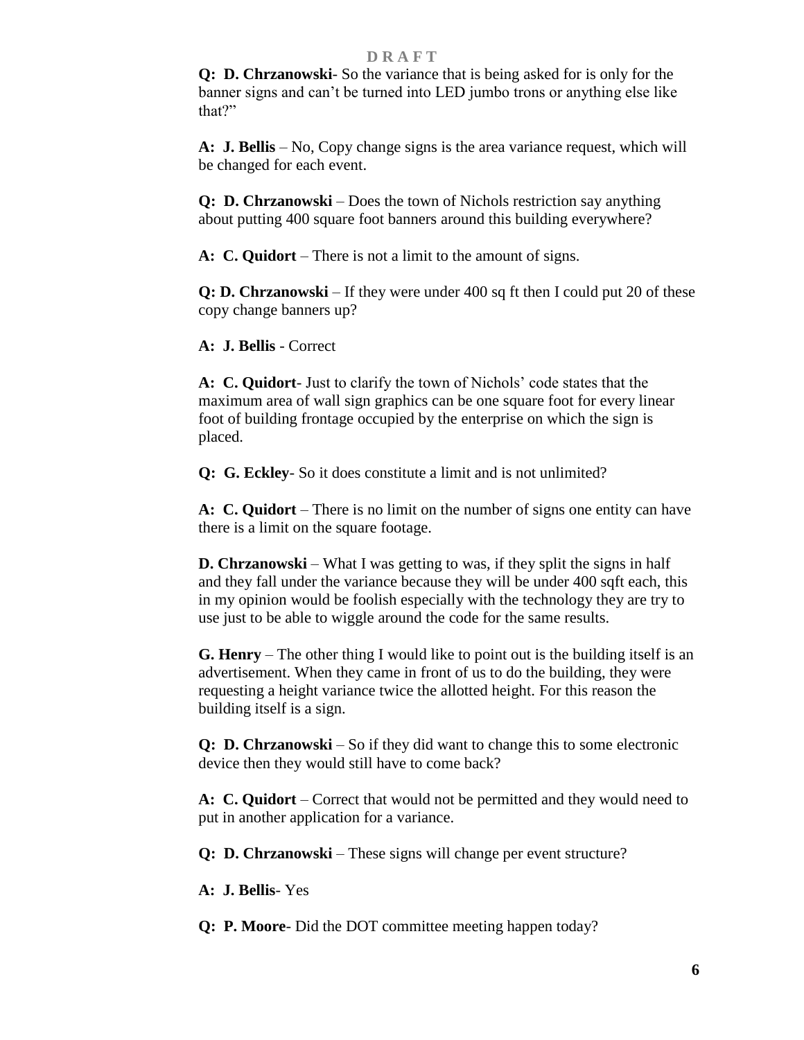**D R A F T**

**Q: D. Chrzanowski**- So the variance that is being asked for is only for the banner signs and can't be turned into LED jumbo trons or anything else like that?"

**A: J. Bellis** – No, Copy change signs is the area variance request, which will be changed for each event.

**Q: D. Chrzanowski** – Does the town of Nichols restriction say anything about putting 400 square foot banners around this building everywhere?

**A: C. Quidort** – There is not a limit to the amount of signs.

**Q: D. Chrzanowski** – If they were under 400 sq ft then I could put 20 of these copy change banners up?

**A: J. Bellis** - Correct

**A: C. Quidort**- Just to clarify the town of Nichols' code states that the maximum area of wall sign graphics can be one square foot for every linear foot of building frontage occupied by the enterprise on which the sign is placed.

**Q: G. Eckley**- So it does constitute a limit and is not unlimited?

**A: C. Quidort** – There is no limit on the number of signs one entity can have there is a limit on the square footage.

**D. Chrzanowski** – What I was getting to was, if they split the signs in half and they fall under the variance because they will be under 400 sqft each, this in my opinion would be foolish especially with the technology they are try to use just to be able to wiggle around the code for the same results.

**G. Henry** – The other thing I would like to point out is the building itself is an advertisement. When they came in front of us to do the building, they were requesting a height variance twice the allotted height. For this reason the building itself is a sign.

**Q: D. Chrzanowski** – So if they did want to change this to some electronic device then they would still have to come back?

**A: C. Quidort** – Correct that would not be permitted and they would need to put in another application for a variance.

**Q: D. Chrzanowski** – These signs will change per event structure?

**A: J. Bellis**- Yes

**Q: P. Moore**- Did the DOT committee meeting happen today?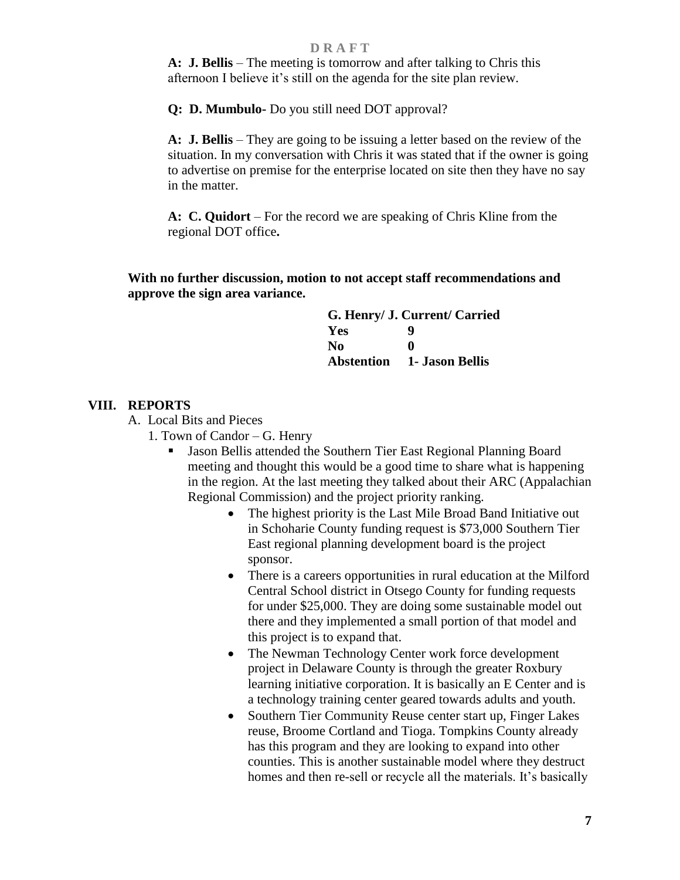**A: J. Bellis** – The meeting is tomorrow and after talking to Chris this afternoon I believe it's still on the agenda for the site plan review.

**Q: D. Mumbulo-** Do you still need DOT approval?

**A: J. Bellis** – They are going to be issuing a letter based on the review of the situation. In my conversation with Chris it was stated that if the owner is going to advertise on premise for the enterprise located on site then they have no say in the matter.

**A: C. Quidort** – For the record we are speaking of Chris Kline from the regional DOT office**.**

**With no further discussion, motion to not accept staff recommendations and approve the sign area variance.**

| **G. Henry/ J. Current/ Carried** | |
|---|---|
| **Yes** | **9** |
| **No** | **0** |
| **Abstention** | **1- Jason Bellis** |

## VIII. REPORTS

A. Local Bits and Pieces

1. Town of Candor – G. Henry
   - Jason Bellis attended the Southern Tier East Regional Planning Board meeting and thought this would be a good time to share what is happening in the region. At the last meeting they talked about their ARC (Appalachian Regional Commission) and the project priority ranking.
     - The highest priority is the Last Mile Broad Band Initiative out in Schoharie County funding request is $73,000 Southern Tier East regional planning development board is the project sponsor.
     - There is a careers opportunities in rural education at the Milford Central School district in Otsego County for funding requests for under $25,000. They are doing some sustainable model out there and they implemented a small portion of that model and this project is to expand that.
     - The Newman Technology Center work force development project in Delaware County is through the greater Roxbury learning initiative corporation. It is basically an E Center and is a technology training center geared towards adults and youth.
     - Southern Tier Community Reuse center start up, Finger Lakes reuse, Broome Cortland and Tioga. Tompkins County already has this program and they are looking to expand into other counties. This is another sustainable model where they destruct homes and then re-sell or recycle all the materials. It's basically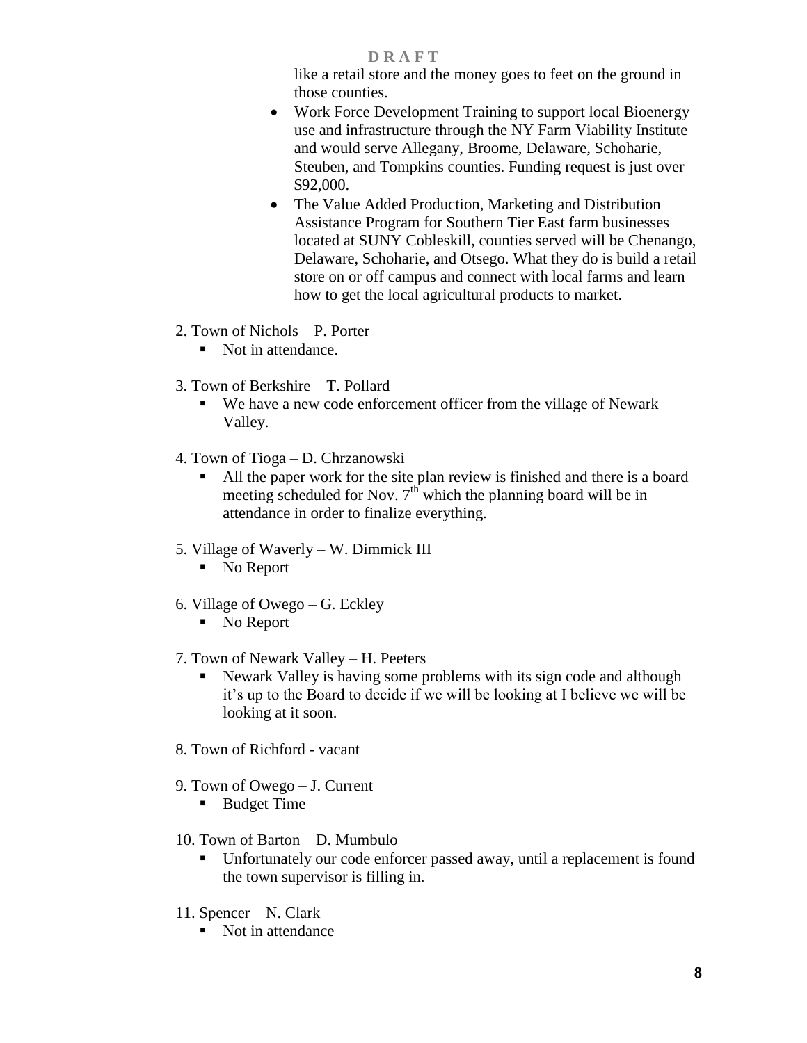D R A F T

like a retail store and the money goes to feet on the ground in those counties.

- Work Force Development Training to support local Bioenergy use and infrastructure through the NY Farm Viability Institute and would serve Allegany, Broome, Delaware, Schoharie, Steuben, and Tompkins counties. Funding request is just over $92,000.
- The Value Added Production, Marketing and Distribution Assistance Program for Southern Tier East farm businesses located at SUNY Cobleskill, counties served will be Chenango, Delaware, Schoharie, and Otsego. What they do is build a retail store on or off campus and connect with local farms and learn how to get the local agricultural products to market.

2. Town of Nichols – P. Porter
   - Not in attendance.

3. Town of Berkshire – T. Pollard
   - We have a new code enforcement officer from the village of Newark Valley.

4. Town of Tioga – D. Chrzanowski
   - All the paper work for the site plan review is finished and there is a board meeting scheduled for Nov. 7th which the planning board will be in attendance in order to finalize everything.

5. Village of Waverly – W. Dimmick III
   - No Report

6. Village of Owego – G. Eckley
   - No Report

7. Town of Newark Valley – H. Peeters
   - Newark Valley is having some problems with its sign code and although it's up to the Board to decide if we will be looking at I believe we will be looking at it soon.

8. Town of Richford - vacant

9. Town of Owego – J. Current
   - Budget Time

10. Town of Barton – D. Mumbulo
    - Unfortunately our code enforcer passed away, until a replacement is found the town supervisor is filling in.

11. Spencer – N. Clark
    - Not in attendance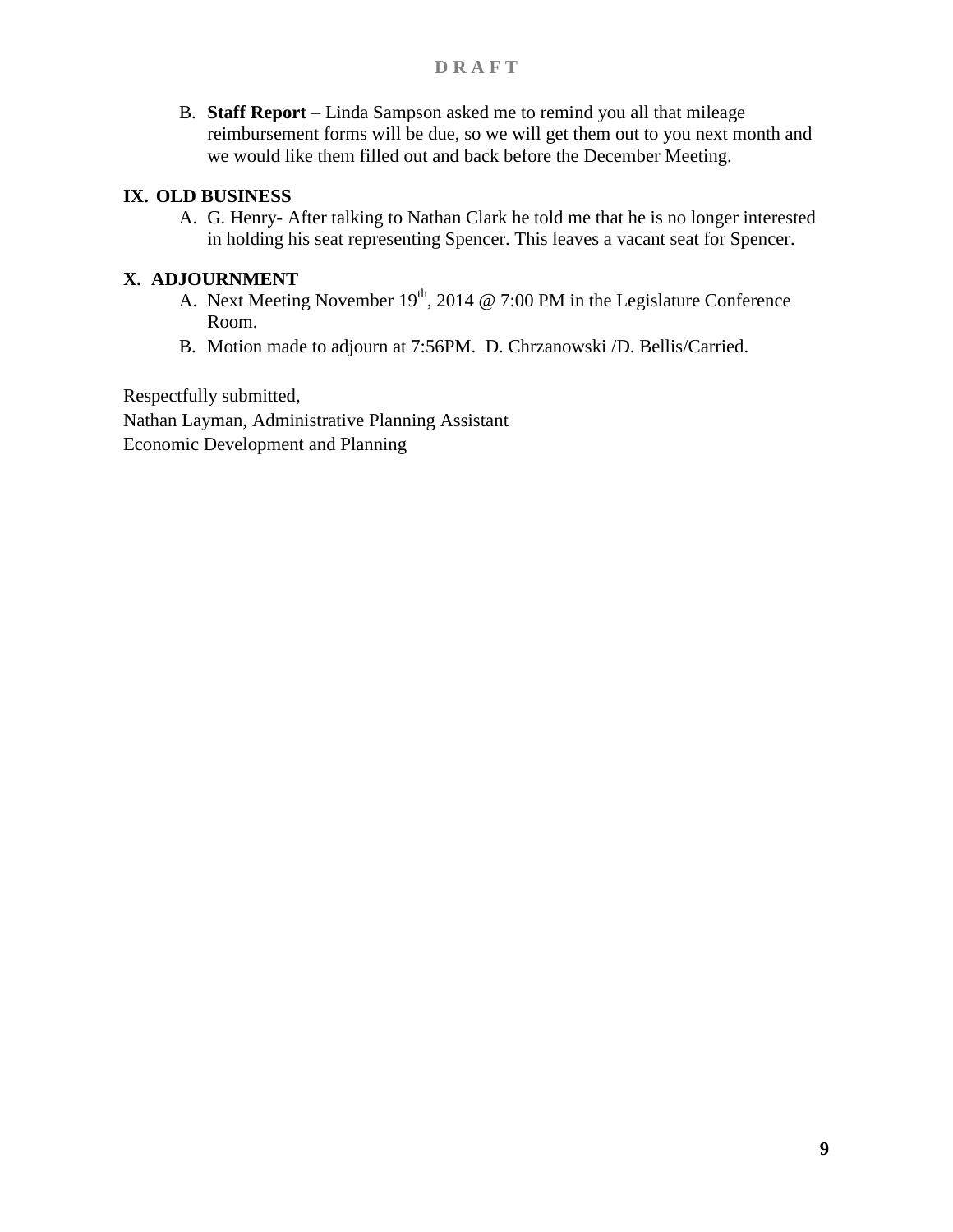D R A F T

B. **Staff Report** – Linda Sampson asked me to remind you all that mileage reimbursement forms will be due, so we will get them out to you next month and we would like them filled out and back before the December Meeting.

## IX. OLD BUSINESS

A. G. Henry- After talking to Nathan Clark he told me that he is no longer interested in holding his seat representing Spencer. This leaves a vacant seat for Spencer.

## X. ADJOURNMENT

A. Next Meeting November 19th, 2014 @ 7:00 PM in the Legislature Conference Room.
B. Motion made to adjourn at 7:56PM. D. Chrzanowski /D. Bellis/Carried.

Respectfully submitted,

Nathan Layman, Administrative Planning Assistant
Economic Development and Planning